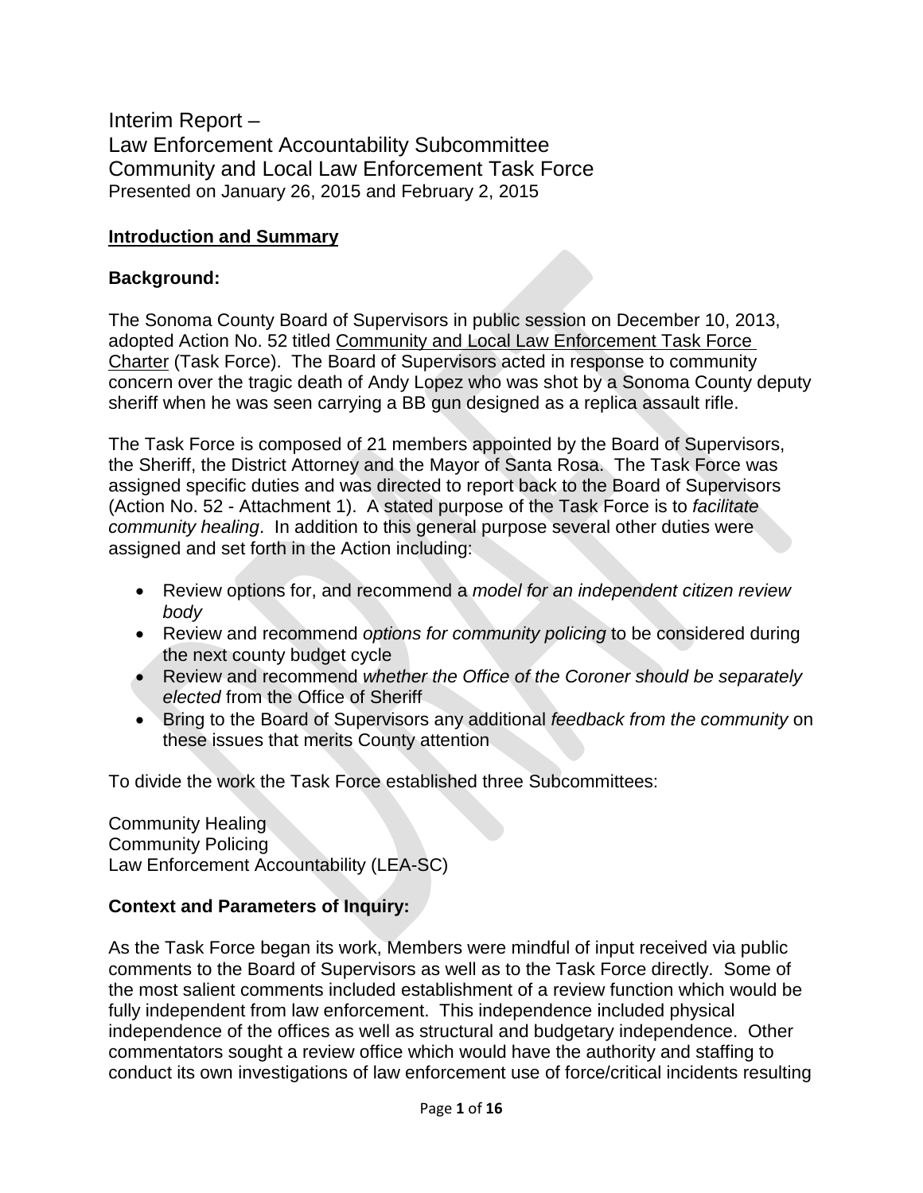# Interim Report –
# Law Enforcement Accountability Subcommittee
# Community and Local Law Enforcement Task Force

Presented on January 26, 2015 and February 2, 2015

**Introduction and Summary**

## Background:

The Sonoma County Board of Supervisors in public session on December 10, 2013, adopted Action No. 52 titled Community and Local Law Enforcement Task Force Charter (Task Force). The Board of Supervisors acted in response to community concern over the tragic death of Andy Lopez who was shot by a Sonoma County deputy sheriff when he was seen carrying a BB gun designed as a replica assault rifle.

The Task Force is composed of 21 members appointed by the Board of Supervisors, the Sheriff, the District Attorney and the Mayor of Santa Rosa. The Task Force was assigned specific duties and was directed to report back to the Board of Supervisors (Action No. 52 - Attachment 1). A stated purpose of the Task Force is to *facilitate community healing*. In addition to this general purpose several other duties were assigned and set forth in the Action including:

- Review options for, and recommend a *model for an independent citizen review body*
- Review and recommend *options for community policing* to be considered during the next county budget cycle
- Review and recommend *whether the Office of the Coroner should be separately elected* from the Office of Sheriff
- Bring to the Board of Supervisors any additional *feedback from the community* on these issues that merits County attention

To divide the work the Task Force established three Subcommittees:

Community Healing
Community Policing
Law Enforcement Accountability (LEA-SC)

## Context and Parameters of Inquiry:

As the Task Force began its work, Members were mindful of input received via public comments to the Board of Supervisors as well as to the Task Force directly. Some of the most salient comments included establishment of a review function which would be fully independent from law enforcement. This independence included physical independence of the offices as well as structural and budgetary independence. Other commentators sought a review office which would have the authority and staffing to conduct its own investigations of law enforcement use of force/critical incidents resulting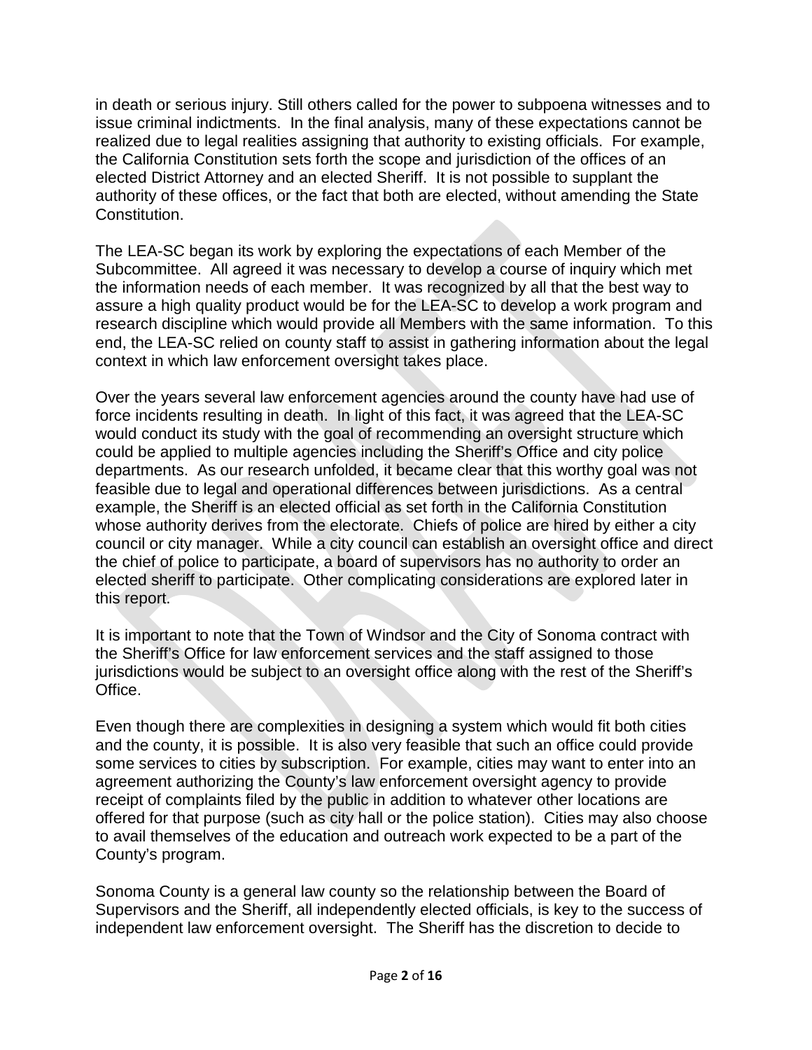in death or serious injury. Still others called for the power to subpoena witnesses and to issue criminal indictments. In the final analysis, many of these expectations cannot be realized due to legal realities assigning that authority to existing officials. For example, the California Constitution sets forth the scope and jurisdiction of the offices of an elected District Attorney and an elected Sheriff. It is not possible to supplant the authority of these offices, or the fact that both are elected, without amending the State Constitution.

The LEA-SC began its work by exploring the expectations of each Member of the Subcommittee. All agreed it was necessary to develop a course of inquiry which met the information needs of each member. It was recognized by all that the best way to assure a high quality product would be for the LEA-SC to develop a work program and research discipline which would provide all Members with the same information. To this end, the LEA-SC relied on county staff to assist in gathering information about the legal context in which law enforcement oversight takes place.

Over the years several law enforcement agencies around the county have had use of force incidents resulting in death. In light of this fact, it was agreed that the LEA-SC would conduct its study with the goal of recommending an oversight structure which could be applied to multiple agencies including the Sheriff's Office and city police departments. As our research unfolded, it became clear that this worthy goal was not feasible due to legal and operational differences between jurisdictions. As a central example, the Sheriff is an elected official as set forth in the California Constitution whose authority derives from the electorate. Chiefs of police are hired by either a city council or city manager. While a city council can establish an oversight office and direct the chief of police to participate, a board of supervisors has no authority to order an elected sheriff to participate. Other complicating considerations are explored later in this report.

It is important to note that the Town of Windsor and the City of Sonoma contract with the Sheriff's Office for law enforcement services and the staff assigned to those jurisdictions would be subject to an oversight office along with the rest of the Sheriff's Office.

Even though there are complexities in designing a system which would fit both cities and the county, it is possible. It is also very feasible that such an office could provide some services to cities by subscription. For example, cities may want to enter into an agreement authorizing the County's law enforcement oversight agency to provide receipt of complaints filed by the public in addition to whatever other locations are offered for that purpose (such as city hall or the police station). Cities may also choose to avail themselves of the education and outreach work expected to be a part of the County's program.

Sonoma County is a general law county so the relationship between the Board of Supervisors and the Sheriff, all independently elected officials, is key to the success of independent law enforcement oversight. The Sheriff has the discretion to decide to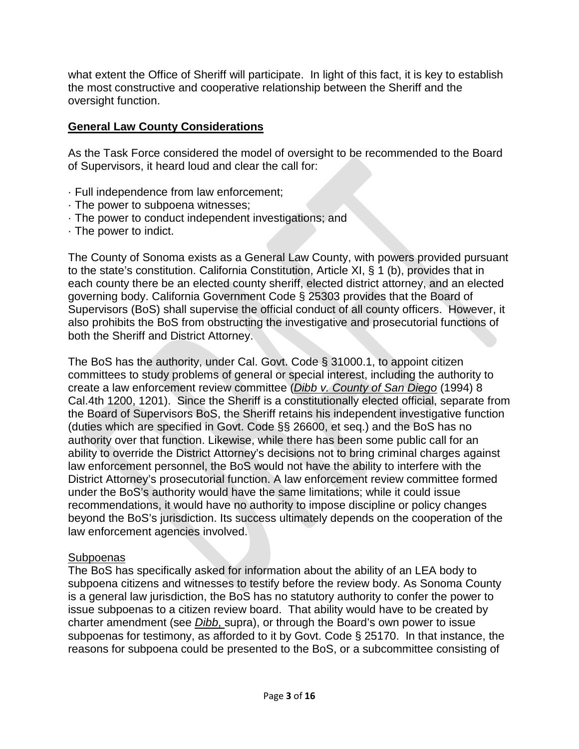what extent the Office of Sheriff will participate. In light of this fact, it is key to establish the most constructive and cooperative relationship between the Sheriff and the oversight function.

## General Law County Considerations

As the Task Force considered the model of oversight to be recommended to the Board of Supervisors, it heard loud and clear the call for:

- Full independence from law enforcement;
- The power to subpoena witnesses;
- The power to conduct independent investigations; and
- The power to indict.

The County of Sonoma exists as a General Law County, with powers provided pursuant to the state's constitution. California Constitution, Article XI, § 1 (b), provides that in each county there be an elected county sheriff, elected district attorney, and an elected governing body. California Government Code § 25303 provides that the Board of Supervisors (BoS) shall supervise the official conduct of all county officers. However, it also prohibits the BoS from obstructing the investigative and prosecutorial functions of both the Sheriff and District Attorney.

The BoS has the authority, under Cal. Govt. Code § 31000.1, to appoint citizen committees to study problems of general or special interest, including the authority to create a law enforcement review committee (*Dibb v. County of San Diego* (1994) 8 Cal.4th 1200, 1201). Since the Sheriff is a constitutionally elected official, separate from the Board of Supervisors BoS, the Sheriff retains his independent investigative function (duties which are specified in Govt. Code §§ 26600, et seq.) and the BoS has no authority over that function. Likewise, while there has been some public call for an ability to override the District Attorney's decisions not to bring criminal charges against law enforcement personnel, the BoS would not have the ability to interfere with the District Attorney's prosecutorial function. A law enforcement review committee formed under the BoS's authority would have the same limitations; while it could issue recommendations, it would have no authority to impose discipline or policy changes beyond the BoS's jurisdiction. Its success ultimately depends on the cooperation of the law enforcement agencies involved.

### Subpoenas

The BoS has specifically asked for information about the ability of an LEA body to subpoena citizens and witnesses to testify before the review body. As Sonoma County is a general law jurisdiction, the BoS has no statutory authority to confer the power to issue subpoenas to a citizen review board. That ability would have to be created by charter amendment (see *Dibb*, supra), or through the Board's own power to issue subpoenas for testimony, as afforded to it by Govt. Code § 25170. In that instance, the reasons for subpoena could be presented to the BoS, or a subcommittee consisting of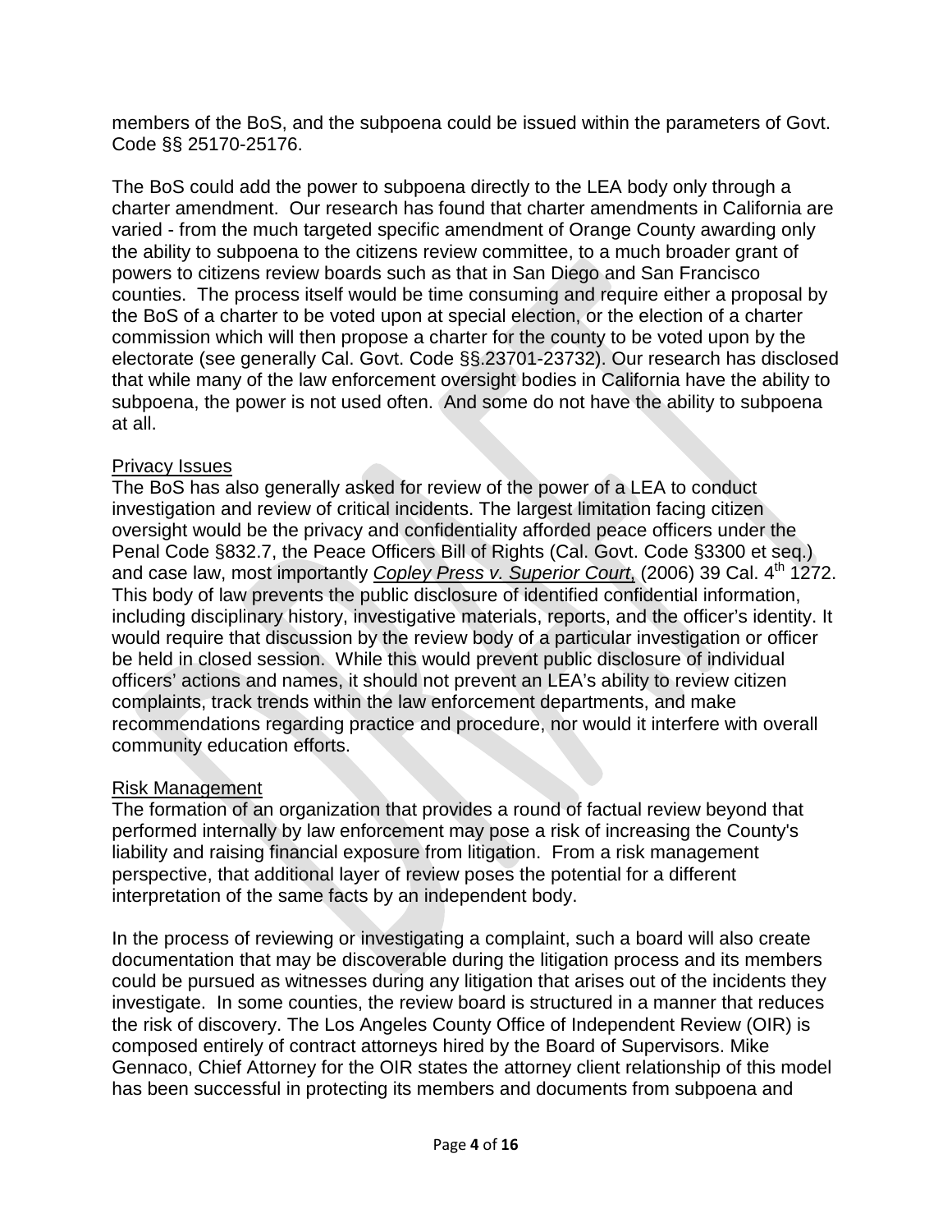members of the BoS, and the subpoena could be issued within the parameters of Govt. Code §§ 25170-25176.

The BoS could add the power to subpoena directly to the LEA body only through a charter amendment. Our research has found that charter amendments in California are varied - from the much targeted specific amendment of Orange County awarding only the ability to subpoena to the citizens review committee, to a much broader grant of powers to citizens review boards such as that in San Diego and San Francisco counties. The process itself would be time consuming and require either a proposal by the BoS of a charter to be voted upon at special election, or the election of a charter commission which will then propose a charter for the county to be voted upon by the electorate (see generally Cal. Govt. Code §§.23701-23732). Our research has disclosed that while many of the law enforcement oversight bodies in California have the ability to subpoena, the power is not used often. And some do not have the ability to subpoena at all.

Privacy Issues

The BoS has also generally asked for review of the power of a LEA to conduct investigation and review of critical incidents. The largest limitation facing citizen oversight would be the privacy and confidentiality afforded peace officers under the Penal Code §832.7, the Peace Officers Bill of Rights (Cal. Govt. Code §3300 et seq.) and case law, most importantly *Copley Press v. Superior Court*, (2006) 39 Cal. 4th 1272. This body of law prevents the public disclosure of identified confidential information, including disciplinary history, investigative materials, reports, and the officer's identity. It would require that discussion by the review body of a particular investigation or officer be held in closed session. While this would prevent public disclosure of individual officers' actions and names, it should not prevent an LEA's ability to review citizen complaints, track trends within the law enforcement departments, and make recommendations regarding practice and procedure, nor would it interfere with overall community education efforts.

Risk Management

The formation of an organization that provides a round of factual review beyond that performed internally by law enforcement may pose a risk of increasing the County's liability and raising financial exposure from litigation. From a risk management perspective, that additional layer of review poses the potential for a different interpretation of the same facts by an independent body.

In the process of reviewing or investigating a complaint, such a board will also create documentation that may be discoverable during the litigation process and its members could be pursued as witnesses during any litigation that arises out of the incidents they investigate. In some counties, the review board is structured in a manner that reduces the risk of discovery. The Los Angeles County Office of Independent Review (OIR) is composed entirely of contract attorneys hired by the Board of Supervisors. Mike Gennaco, Chief Attorney for the OIR states the attorney client relationship of this model has been successful in protecting its members and documents from subpoena and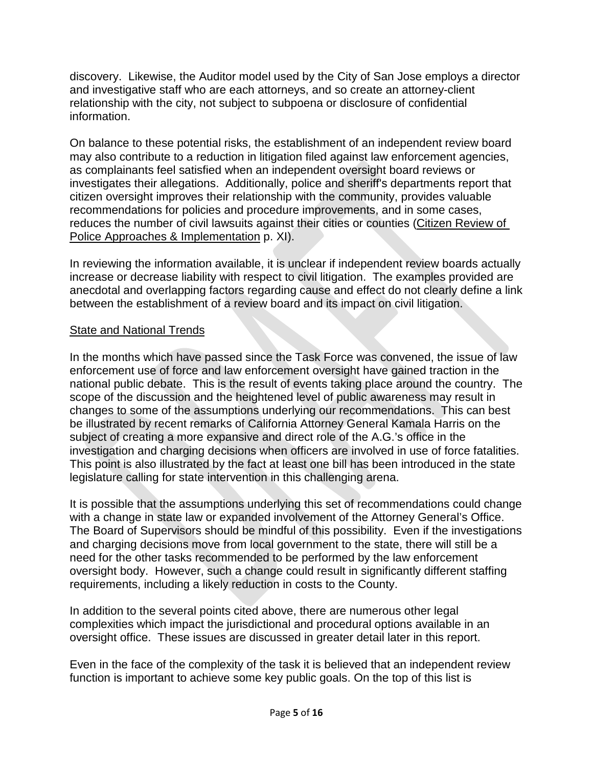discovery. Likewise, the Auditor model used by the City of San Jose employs a director and investigative staff who are each attorneys, and so create an attorney-client relationship with the city, not subject to subpoena or disclosure of confidential information.

On balance to these potential risks, the establishment of an independent review board may also contribute to a reduction in litigation filed against law enforcement agencies, as complainants feel satisfied when an independent oversight board reviews or investigates their allegations. Additionally, police and sheriff's departments report that citizen oversight improves their relationship with the community, provides valuable recommendations for policies and procedure improvements, and in some cases, reduces the number of civil lawsuits against their cities or counties (Citizen Review of Police Approaches & Implementation p. XI).

In reviewing the information available, it is unclear if independent review boards actually increase or decrease liability with respect to civil litigation. The examples provided are anecdotal and overlapping factors regarding cause and effect do not clearly define a link between the establishment of a review board and its impact on civil litigation.

## State and National Trends

In the months which have passed since the Task Force was convened, the issue of law enforcement use of force and law enforcement oversight have gained traction in the national public debate. This is the result of events taking place around the country. The scope of the discussion and the heightened level of public awareness may result in changes to some of the assumptions underlying our recommendations. This can best be illustrated by recent remarks of California Attorney General Kamala Harris on the subject of creating a more expansive and direct role of the A.G.'s office in the investigation and charging decisions when officers are involved in use of force fatalities. This point is also illustrated by the fact at least one bill has been introduced in the state legislature calling for state intervention in this challenging arena.

It is possible that the assumptions underlying this set of recommendations could change with a change in state law or expanded involvement of the Attorney General's Office. The Board of Supervisors should be mindful of this possibility. Even if the investigations and charging decisions move from local government to the state, there will still be a need for the other tasks recommended to be performed by the law enforcement oversight body. However, such a change could result in significantly different staffing requirements, including a likely reduction in costs to the County.

In addition to the several points cited above, there are numerous other legal complexities which impact the jurisdictional and procedural options available in an oversight office. These issues are discussed in greater detail later in this report.

Even in the face of the complexity of the task it is believed that an independent review function is important to achieve some key public goals. On the top of this list is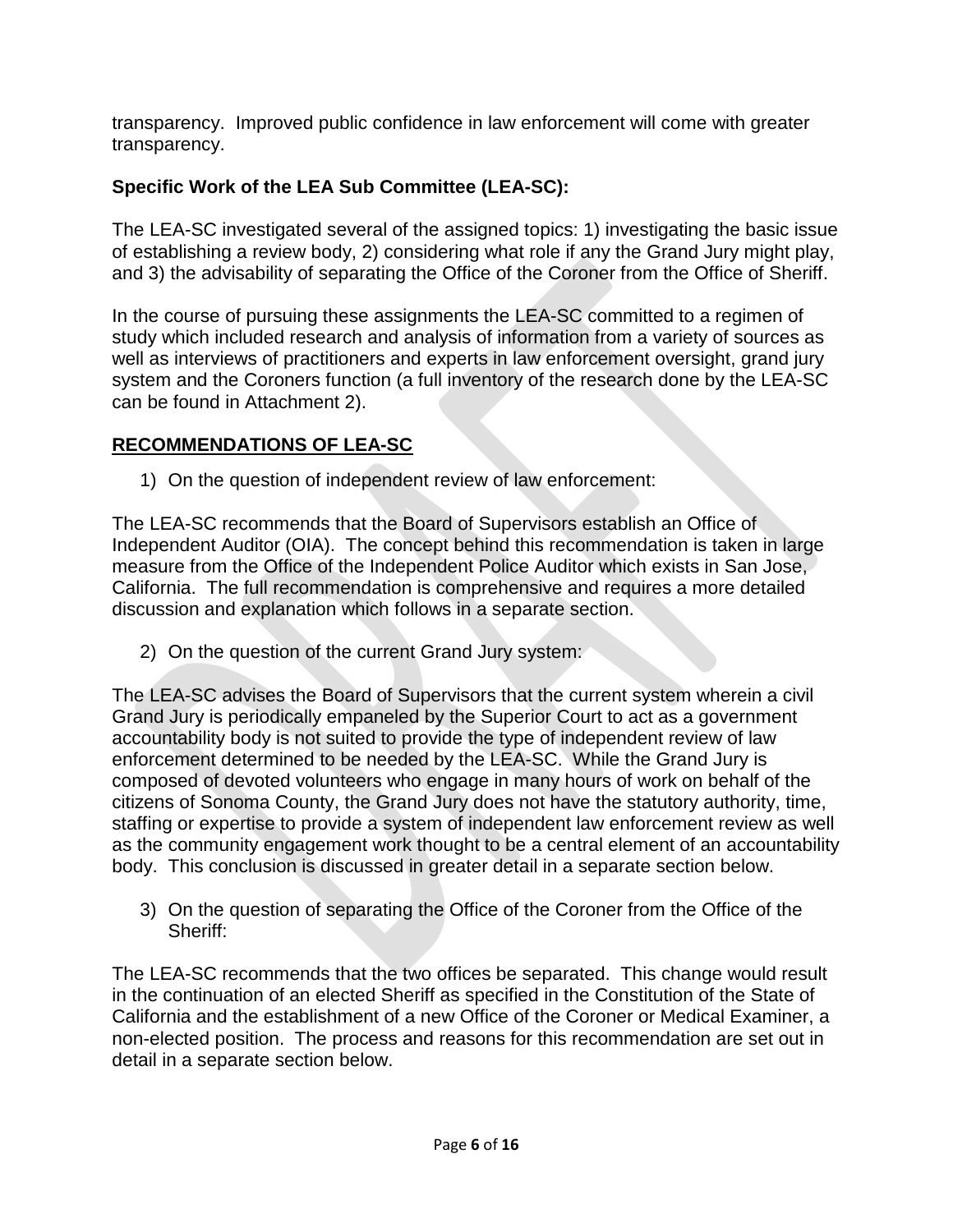transparency. Improved public confidence in law enforcement will come with greater transparency.

## Specific Work of the LEA Sub Committee (LEA-SC):

The LEA-SC investigated several of the assigned topics: 1) investigating the basic issue of establishing a review body, 2) considering what role if any the Grand Jury might play, and 3) the advisability of separating the Office of the Coroner from the Office of Sheriff.

In the course of pursuing these assignments the LEA-SC committed to a regimen of study which included research and analysis of information from a variety of sources as well as interviews of practitioners and experts in law enforcement oversight, grand jury system and the Coroners function (a full inventory of the research done by the LEA-SC can be found in Attachment 2).

## RECOMMENDATIONS OF LEA-SC

1) On the question of independent review of law enforcement:

The LEA-SC recommends that the Board of Supervisors establish an Office of Independent Auditor (OIA). The concept behind this recommendation is taken in large measure from the Office of the Independent Police Auditor which exists in San Jose, California. The full recommendation is comprehensive and requires a more detailed discussion and explanation which follows in a separate section.

2) On the question of the current Grand Jury system:

The LEA-SC advises the Board of Supervisors that the current system wherein a civil Grand Jury is periodically empaneled by the Superior Court to act as a government accountability body is not suited to provide the type of independent review of law enforcement determined to be needed by the LEA-SC. While the Grand Jury is composed of devoted volunteers who engage in many hours of work on behalf of the citizens of Sonoma County, the Grand Jury does not have the statutory authority, time, staffing or expertise to provide a system of independent law enforcement review as well as the community engagement work thought to be a central element of an accountability body. This conclusion is discussed in greater detail in a separate section below.

3) On the question of separating the Office of the Coroner from the Office of the Sheriff:

The LEA-SC recommends that the two offices be separated. This change would result in the continuation of an elected Sheriff as specified in the Constitution of the State of California and the establishment of a new Office of the Coroner or Medical Examiner, a non-elected position. The process and reasons for this recommendation are set out in detail in a separate section below.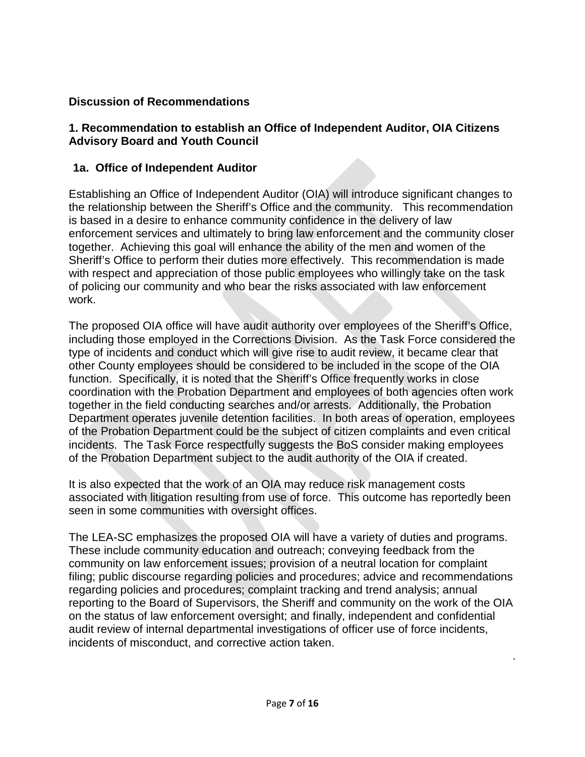## Discussion of Recommendations

### 1. Recommendation to establish an Office of Independent Auditor, OIA Citizens Advisory Board and Youth Council

#### 1a. Office of Independent Auditor

Establishing an Office of Independent Auditor (OIA) will introduce significant changes to the relationship between the Sheriff's Office and the community. This recommendation is based in a desire to enhance community confidence in the delivery of law enforcement services and ultimately to bring law enforcement and the community closer together. Achieving this goal will enhance the ability of the men and women of the Sheriff's Office to perform their duties more effectively. This recommendation is made with respect and appreciation of those public employees who willingly take on the task of policing our community and who bear the risks associated with law enforcement work.

The proposed OIA office will have audit authority over employees of the Sheriff's Office, including those employed in the Corrections Division. As the Task Force considered the type of incidents and conduct which will give rise to audit review, it became clear that other County employees should be considered to be included in the scope of the OIA function. Specifically, it is noted that the Sheriff's Office frequently works in close coordination with the Probation Department and employees of both agencies often work together in the field conducting searches and/or arrests. Additionally, the Probation Department operates juvenile detention facilities. In both areas of operation, employees of the Probation Department could be the subject of citizen complaints and even critical incidents. The Task Force respectfully suggests the BoS consider making employees of the Probation Department subject to the audit authority of the OIA if created.

It is also expected that the work of an OIA may reduce risk management costs associated with litigation resulting from use of force. This outcome has reportedly been seen in some communities with oversight offices.

The LEA-SC emphasizes the proposed OIA will have a variety of duties and programs. These include community education and outreach; conveying feedback from the community on law enforcement issues; provision of a neutral location for complaint filing; public discourse regarding policies and procedures; advice and recommendations regarding policies and procedures; complaint tracking and trend analysis; annual reporting to the Board of Supervisors, the Sheriff and community on the work of the OIA on the status of law enforcement oversight; and finally, independent and confidential audit review of internal departmental investigations of officer use of force incidents, incidents of misconduct, and corrective action taken.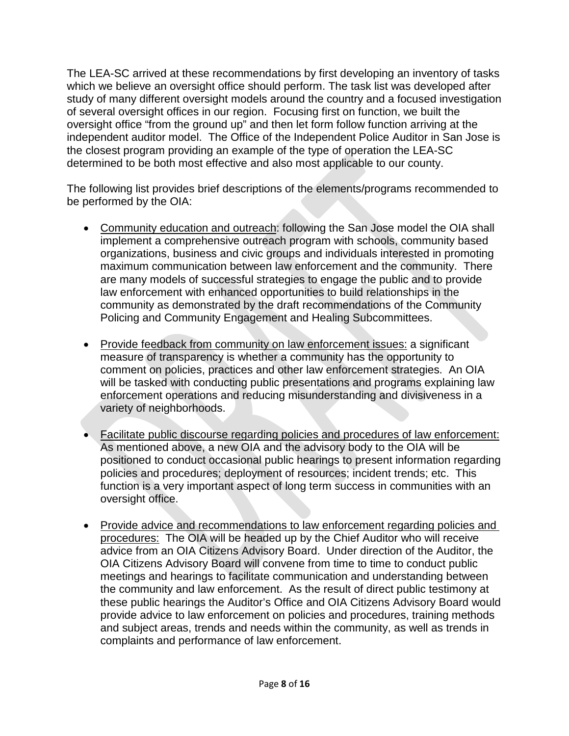The LEA-SC arrived at these recommendations by first developing an inventory of tasks which we believe an oversight office should perform. The task list was developed after study of many different oversight models around the country and a focused investigation of several oversight offices in our region. Focusing first on function, we built the oversight office "from the ground up" and then let form follow function arriving at the independent auditor model. The Office of the Independent Police Auditor in San Jose is the closest program providing an example of the type of operation the LEA-SC determined to be both most effective and also most applicable to our county.

The following list provides brief descriptions of the elements/programs recommended to be performed by the OIA:

- Community education and outreach: following the San Jose model the OIA shall implement a comprehensive outreach program with schools, community based organizations, business and civic groups and individuals interested in promoting maximum communication between law enforcement and the community. There are many models of successful strategies to engage the public and to provide law enforcement with enhanced opportunities to build relationships in the community as demonstrated by the draft recommendations of the Community Policing and Community Engagement and Healing Subcommittees.
- Provide feedback from community on law enforcement issues: a significant measure of transparency is whether a community has the opportunity to comment on policies, practices and other law enforcement strategies. An OIA will be tasked with conducting public presentations and programs explaining law enforcement operations and reducing misunderstanding and divisiveness in a variety of neighborhoods.
- Facilitate public discourse regarding policies and procedures of law enforcement: As mentioned above, a new OIA and the advisory body to the OIA will be positioned to conduct occasional public hearings to present information regarding policies and procedures; deployment of resources; incident trends; etc. This function is a very important aspect of long term success in communities with an oversight office.
- Provide advice and recommendations to law enforcement regarding policies and procedures: The OIA will be headed up by the Chief Auditor who will receive advice from an OIA Citizens Advisory Board. Under direction of the Auditor, the OIA Citizens Advisory Board will convene from time to time to conduct public meetings and hearings to facilitate communication and understanding between the community and law enforcement. As the result of direct public testimony at these public hearings the Auditor's Office and OIA Citizens Advisory Board would provide advice to law enforcement on policies and procedures, training methods and subject areas, trends and needs within the community, as well as trends in complaints and performance of law enforcement.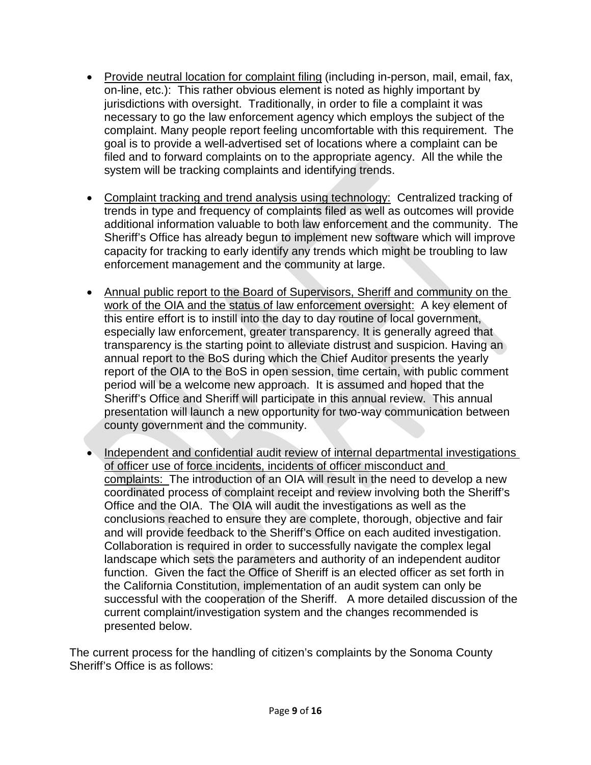- Provide neutral location for complaint filing (including in-person, mail, email, fax, on-line, etc.): This rather obvious element is noted as highly important by jurisdictions with oversight. Traditionally, in order to file a complaint it was necessary to go the law enforcement agency which employs the subject of the complaint. Many people report feeling uncomfortable with this requirement. The goal is to provide a well-advertised set of locations where a complaint can be filed and to forward complaints on to the appropriate agency. All the while the system will be tracking complaints and identifying trends.

- Complaint tracking and trend analysis using technology: Centralized tracking of trends in type and frequency of complaints filed as well as outcomes will provide additional information valuable to both law enforcement and the community. The Sheriff's Office has already begun to implement new software which will improve capacity for tracking to early identify any trends which might be troubling to law enforcement management and the community at large.

- Annual public report to the Board of Supervisors, Sheriff and community on the work of the OIA and the status of law enforcement oversight: A key element of this entire effort is to instill into the day to day routine of local government, especially law enforcement, greater transparency. It is generally agreed that transparency is the starting point to alleviate distrust and suspicion. Having an annual report to the BoS during which the Chief Auditor presents the yearly report of the OIA to the BoS in open session, time certain, with public comment period will be a welcome new approach. It is assumed and hoped that the Sheriff's Office and Sheriff will participate in this annual review. This annual presentation will launch a new opportunity for two-way communication between county government and the community.

- Independent and confidential audit review of internal departmental investigations of officer use of force incidents, incidents of officer misconduct and complaints: The introduction of an OIA will result in the need to develop a new coordinated process of complaint receipt and review involving both the Sheriff's Office and the OIA. The OIA will audit the investigations as well as the conclusions reached to ensure they are complete, thorough, objective and fair and will provide feedback to the Sheriff's Office on each audited investigation. Collaboration is required in order to successfully navigate the complex legal landscape which sets the parameters and authority of an independent auditor function. Given the fact the Office of Sheriff is an elected officer as set forth in the California Constitution, implementation of an audit system can only be successful with the cooperation of the Sheriff. A more detailed discussion of the current complaint/investigation system and the changes recommended is presented below.

The current process for the handling of citizen's complaints by the Sonoma County Sheriff's Office is as follows: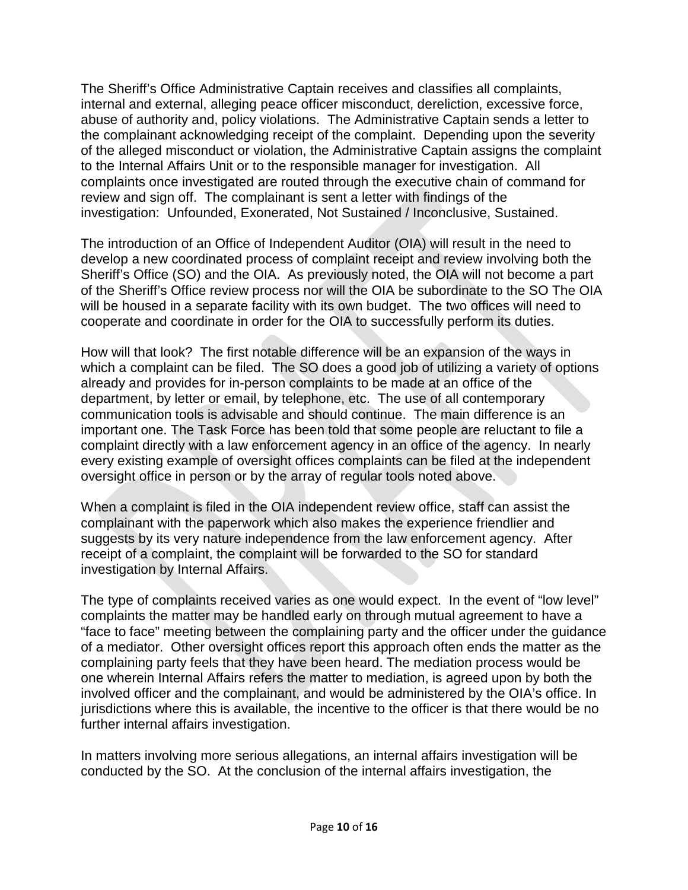The Sheriff's Office Administrative Captain receives and classifies all complaints, internal and external, alleging peace officer misconduct, dereliction, excessive force, abuse of authority and, policy violations. The Administrative Captain sends a letter to the complainant acknowledging receipt of the complaint. Depending upon the severity of the alleged misconduct or violation, the Administrative Captain assigns the complaint to the Internal Affairs Unit or to the responsible manager for investigation. All complaints once investigated are routed through the executive chain of command for review and sign off. The complainant is sent a letter with findings of the investigation: Unfounded, Exonerated, Not Sustained / Inconclusive, Sustained.

The introduction of an Office of Independent Auditor (OIA) will result in the need to develop a new coordinated process of complaint receipt and review involving both the Sheriff's Office (SO) and the OIA. As previously noted, the OIA will not become a part of the Sheriff's Office review process nor will the OIA be subordinate to the SO The OIA will be housed in a separate facility with its own budget. The two offices will need to cooperate and coordinate in order for the OIA to successfully perform its duties.

How will that look? The first notable difference will be an expansion of the ways in which a complaint can be filed. The SO does a good job of utilizing a variety of options already and provides for in-person complaints to be made at an office of the department, by letter or email, by telephone, etc. The use of all contemporary communication tools is advisable and should continue. The main difference is an important one. The Task Force has been told that some people are reluctant to file a complaint directly with a law enforcement agency in an office of the agency. In nearly every existing example of oversight offices complaints can be filed at the independent oversight office in person or by the array of regular tools noted above.

When a complaint is filed in the OIA independent review office, staff can assist the complainant with the paperwork which also makes the experience friendlier and suggests by its very nature independence from the law enforcement agency. After receipt of a complaint, the complaint will be forwarded to the SO for standard investigation by Internal Affairs.

The type of complaints received varies as one would expect. In the event of "low level" complaints the matter may be handled early on through mutual agreement to have a "face to face" meeting between the complaining party and the officer under the guidance of a mediator. Other oversight offices report this approach often ends the matter as the complaining party feels that they have been heard. The mediation process would be one wherein Internal Affairs refers the matter to mediation, is agreed upon by both the involved officer and the complainant, and would be administered by the OIA's office. In jurisdictions where this is available, the incentive to the officer is that there would be no further internal affairs investigation.

In matters involving more serious allegations, an internal affairs investigation will be conducted by the SO. At the conclusion of the internal affairs investigation, the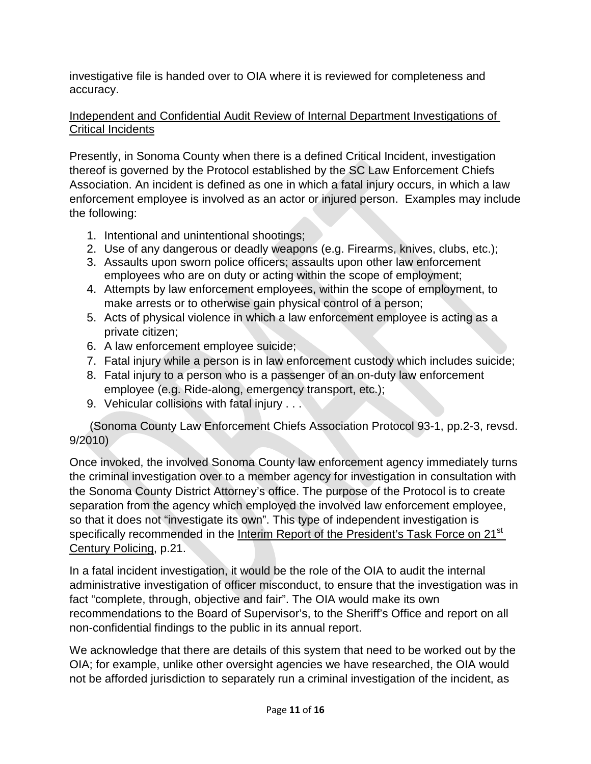investigative file is handed over to OIA where it is reviewed for completeness and accuracy.

Independent and Confidential Audit Review of Internal Department Investigations of Critical Incidents

Presently, in Sonoma County when there is a defined Critical Incident, investigation thereof is governed by the Protocol established by the SC Law Enforcement Chiefs Association. An incident is defined as one in which a fatal injury occurs, in which a law enforcement employee is involved as an actor or injured person. Examples may include the following:

1. Intentional and unintentional shootings;
2. Use of any dangerous or deadly weapons (e.g. Firearms, knives, clubs, etc.);
3. Assaults upon sworn police officers; assaults upon other law enforcement employees who are on duty or acting within the scope of employment;
4. Attempts by law enforcement employees, within the scope of employment, to make arrests or to otherwise gain physical control of a person;
5. Acts of physical violence in which a law enforcement employee is acting as a private citizen;
6. A law enforcement employee suicide;
7. Fatal injury while a person is in law enforcement custody which includes suicide;
8. Fatal injury to a person who is a passenger of an on-duty law enforcement employee (e.g. Ride-along, emergency transport, etc.);
9. Vehicular collisions with fatal injury . . .

(Sonoma County Law Enforcement Chiefs Association Protocol 93-1, pp.2-3, revsd. 9/2010)

Once invoked, the involved Sonoma County law enforcement agency immediately turns the criminal investigation over to a member agency for investigation in consultation with the Sonoma County District Attorney's office. The purpose of the Protocol is to create separation from the agency which employed the involved law enforcement employee, so that it does not "investigate its own". This type of independent investigation is specifically recommended in the Interim Report of the President's Task Force on 21st Century Policing, p.21.

In a fatal incident investigation, it would be the role of the OIA to audit the internal administrative investigation of officer misconduct, to ensure that the investigation was in fact "complete, through, objective and fair". The OIA would make its own recommendations to the Board of Supervisor's, to the Sheriff's Office and report on all non-confidential findings to the public in its annual report.

We acknowledge that there are details of this system that need to be worked out by the OIA; for example, unlike other oversight agencies we have researched, the OIA would not be afforded jurisdiction to separately run a criminal investigation of the incident, as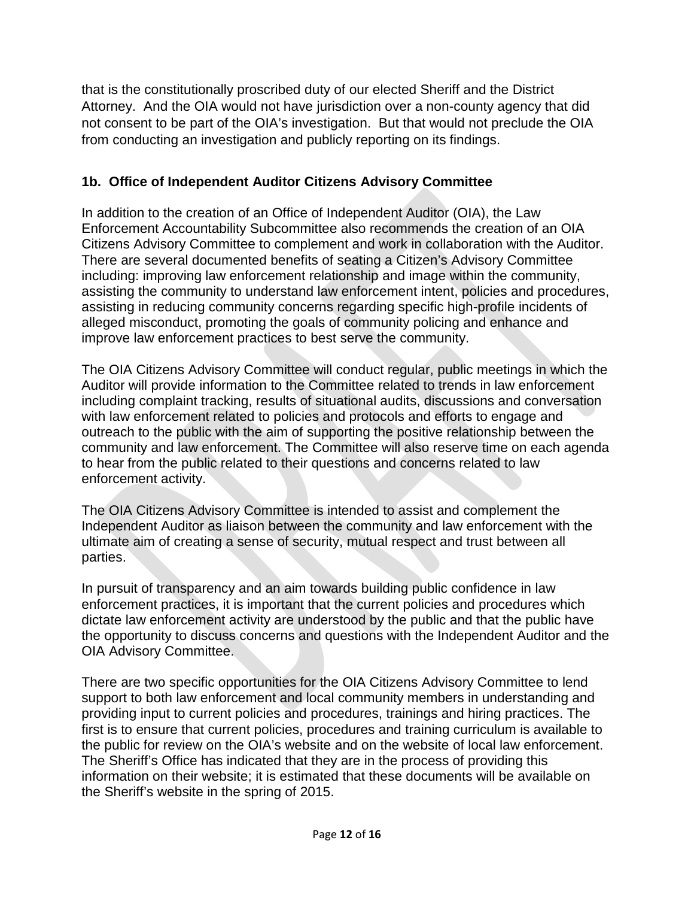that is the constitutionally proscribed duty of our elected Sheriff and the District Attorney. And the OIA would not have jurisdiction over a non-county agency that did not consent to be part of the OIA's investigation. But that would not preclude the OIA from conducting an investigation and publicly reporting on its findings.

### 1b. Office of Independent Auditor Citizens Advisory Committee

In addition to the creation of an Office of Independent Auditor (OIA), the Law Enforcement Accountability Subcommittee also recommends the creation of an OIA Citizens Advisory Committee to complement and work in collaboration with the Auditor. There are several documented benefits of seating a Citizen's Advisory Committee including: improving law enforcement relationship and image within the community, assisting the community to understand law enforcement intent, policies and procedures, assisting in reducing community concerns regarding specific high-profile incidents of alleged misconduct, promoting the goals of community policing and enhance and improve law enforcement practices to best serve the community.

The OIA Citizens Advisory Committee will conduct regular, public meetings in which the Auditor will provide information to the Committee related to trends in law enforcement including complaint tracking, results of situational audits, discussions and conversation with law enforcement related to policies and protocols and efforts to engage and outreach to the public with the aim of supporting the positive relationship between the community and law enforcement. The Committee will also reserve time on each agenda to hear from the public related to their questions and concerns related to law enforcement activity.

The OIA Citizens Advisory Committee is intended to assist and complement the Independent Auditor as liaison between the community and law enforcement with the ultimate aim of creating a sense of security, mutual respect and trust between all parties.

In pursuit of transparency and an aim towards building public confidence in law enforcement practices, it is important that the current policies and procedures which dictate law enforcement activity are understood by the public and that the public have the opportunity to discuss concerns and questions with the Independent Auditor and the OIA Advisory Committee.

There are two specific opportunities for the OIA Citizens Advisory Committee to lend support to both law enforcement and local community members in understanding and providing input to current policies and procedures, trainings and hiring practices. The first is to ensure that current policies, procedures and training curriculum is available to the public for review on the OIA's website and on the website of local law enforcement. The Sheriff's Office has indicated that they are in the process of providing this information on their website; it is estimated that these documents will be available on the Sheriff's website in the spring of 2015.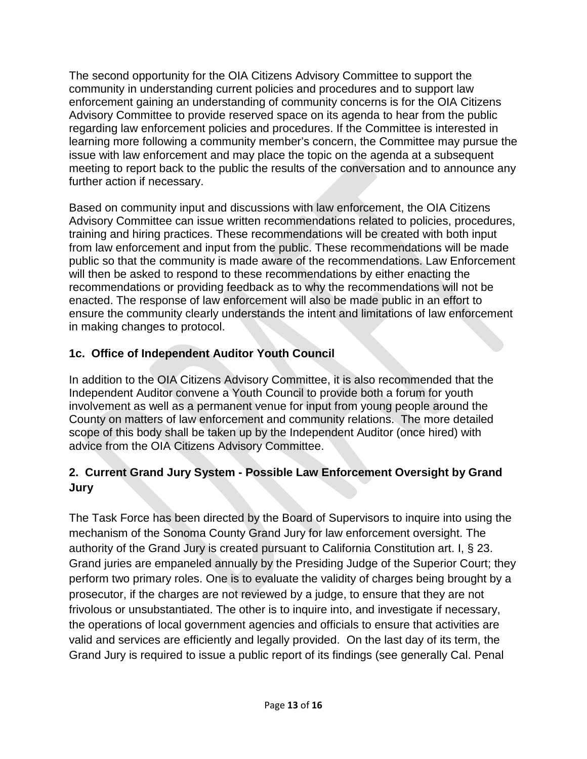The second opportunity for the OIA Citizens Advisory Committee to support the community in understanding current policies and procedures and to support law enforcement gaining an understanding of community concerns is for the OIA Citizens Advisory Committee to provide reserved space on its agenda to hear from the public regarding law enforcement policies and procedures. If the Committee is interested in learning more following a community member's concern, the Committee may pursue the issue with law enforcement and may place the topic on the agenda at a subsequent meeting to report back to the public the results of the conversation and to announce any further action if necessary.

Based on community input and discussions with law enforcement, the OIA Citizens Advisory Committee can issue written recommendations related to policies, procedures, training and hiring practices. These recommendations will be created with both input from law enforcement and input from the public. These recommendations will be made public so that the community is made aware of the recommendations. Law Enforcement will then be asked to respond to these recommendations by either enacting the recommendations or providing feedback as to why the recommendations will not be enacted. The response of law enforcement will also be made public in an effort to ensure the community clearly understands the intent and limitations of law enforcement in making changes to protocol.

### 1c. Office of Independent Auditor Youth Council

In addition to the OIA Citizens Advisory Committee, it is also recommended that the Independent Auditor convene a Youth Council to provide both a forum for youth involvement as well as a permanent venue for input from young people around the County on matters of law enforcement and community relations. The more detailed scope of this body shall be taken up by the Independent Auditor (once hired) with advice from the OIA Citizens Advisory Committee.

## 2. Current Grand Jury System - Possible Law Enforcement Oversight by Grand Jury

The Task Force has been directed by the Board of Supervisors to inquire into using the mechanism of the Sonoma County Grand Jury for law enforcement oversight. The authority of the Grand Jury is created pursuant to California Constitution art. I, § 23. Grand juries are empaneled annually by the Presiding Judge of the Superior Court; they perform two primary roles. One is to evaluate the validity of charges being brought by a prosecutor, if the charges are not reviewed by a judge, to ensure that they are not frivolous or unsubstantiated. The other is to inquire into, and investigate if necessary, the operations of local government agencies and officials to ensure that activities are valid and services are efficiently and legally provided. On the last day of its term, the Grand Jury is required to issue a public report of its findings (see generally Cal. Penal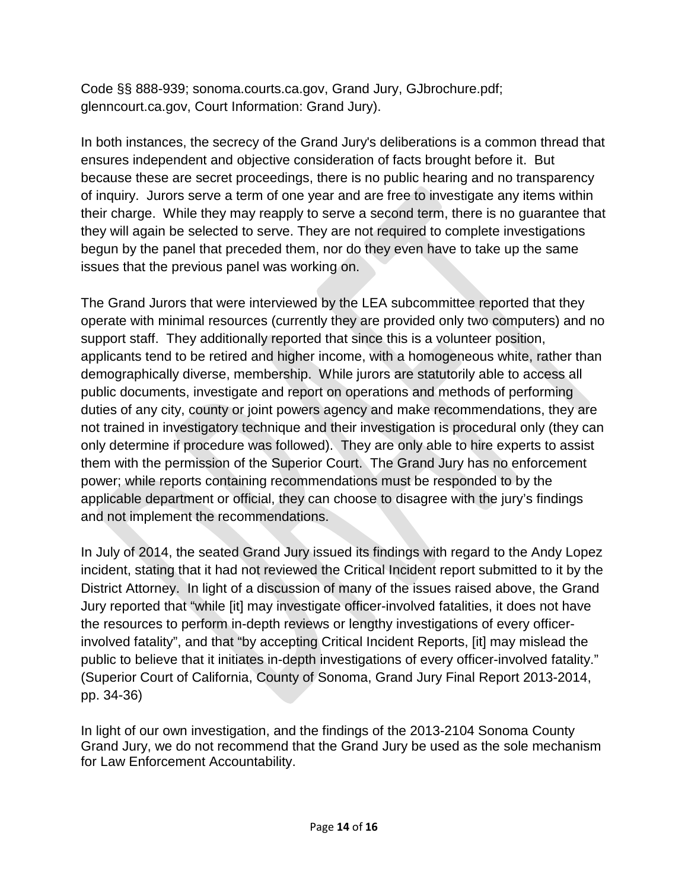Code §§ 888-939; sonoma.courts.ca.gov, Grand Jury, GJbrochure.pdf; glenncourt.ca.gov, Court Information: Grand Jury).

In both instances, the secrecy of the Grand Jury's deliberations is a common thread that ensures independent and objective consideration of facts brought before it. But because these are secret proceedings, there is no public hearing and no transparency of inquiry. Jurors serve a term of one year and are free to investigate any items within their charge. While they may reapply to serve a second term, there is no guarantee that they will again be selected to serve. They are not required to complete investigations begun by the panel that preceded them, nor do they even have to take up the same issues that the previous panel was working on.

The Grand Jurors that were interviewed by the LEA subcommittee reported that they operate with minimal resources (currently they are provided only two computers) and no support staff. They additionally reported that since this is a volunteer position, applicants tend to be retired and higher income, with a homogeneous white, rather than demographically diverse, membership. While jurors are statutorily able to access all public documents, investigate and report on operations and methods of performing duties of any city, county or joint powers agency and make recommendations, they are not trained in investigatory technique and their investigation is procedural only (they can only determine if procedure was followed). They are only able to hire experts to assist them with the permission of the Superior Court. The Grand Jury has no enforcement power; while reports containing recommendations must be responded to by the applicable department or official, they can choose to disagree with the jury's findings and not implement the recommendations.

In July of 2014, the seated Grand Jury issued its findings with regard to the Andy Lopez incident, stating that it had not reviewed the Critical Incident report submitted to it by the District Attorney. In light of a discussion of many of the issues raised above, the Grand Jury reported that "while [it] may investigate officer-involved fatalities, it does not have the resources to perform in-depth reviews or lengthy investigations of every officer-involved fatality", and that "by accepting Critical Incident Reports, [it] may mislead the public to believe that it initiates in-depth investigations of every officer-involved fatality." (Superior Court of California, County of Sonoma, Grand Jury Final Report 2013-2014, pp. 34-36)

In light of our own investigation, and the findings of the 2013-2104 Sonoma County Grand Jury, we do not recommend that the Grand Jury be used as the sole mechanism for Law Enforcement Accountability.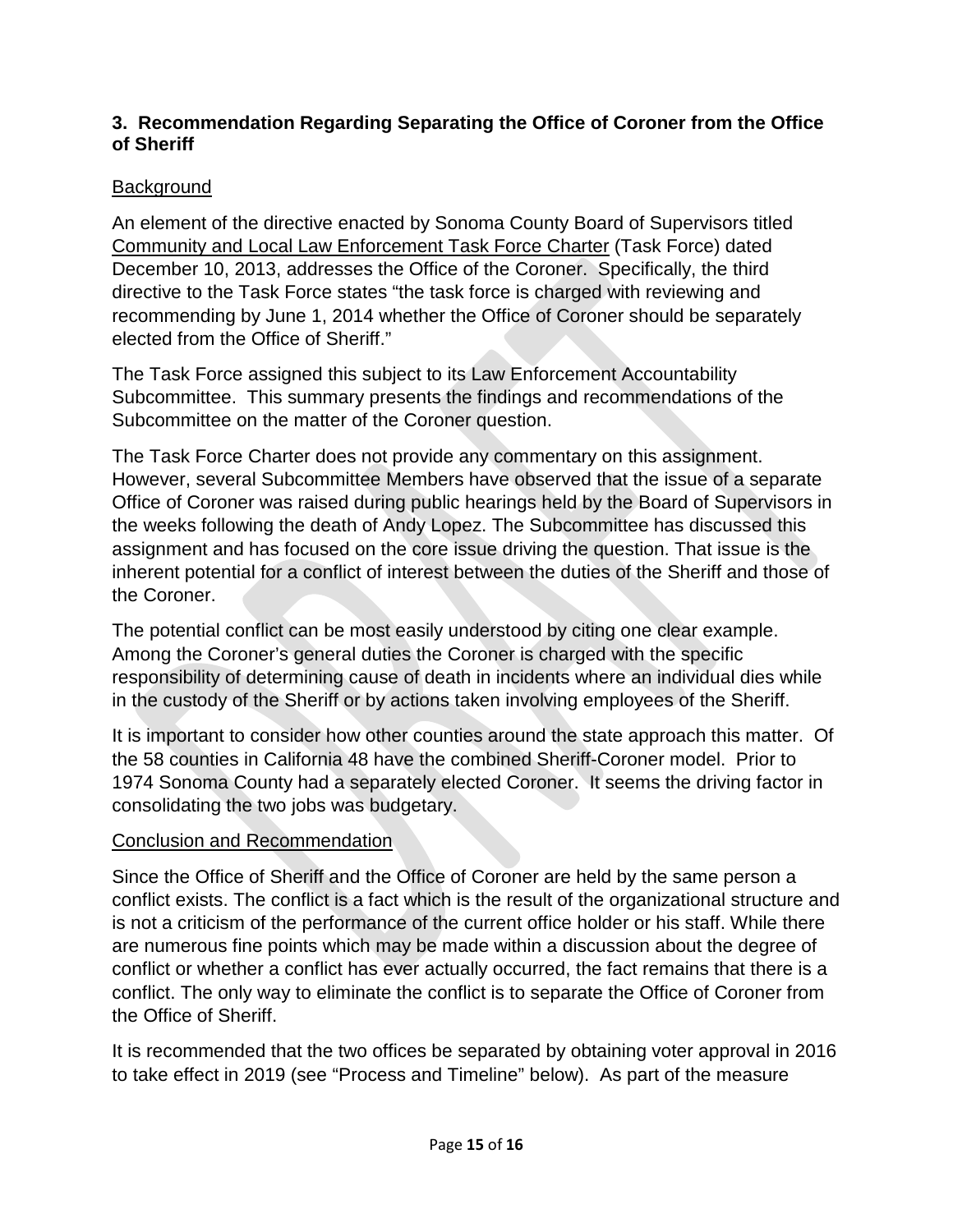### 3. Recommendation Regarding Separating the Office of Coroner from the Office of Sheriff

Background

An element of the directive enacted by Sonoma County Board of Supervisors titled Community and Local Law Enforcement Task Force Charter (Task Force) dated December 10, 2013, addresses the Office of the Coroner. Specifically, the third directive to the Task Force states "the task force is charged with reviewing and recommending by June 1, 2014 whether the Office of Coroner should be separately elected from the Office of Sheriff."

The Task Force assigned this subject to its Law Enforcement Accountability Subcommittee. This summary presents the findings and recommendations of the Subcommittee on the matter of the Coroner question.

The Task Force Charter does not provide any commentary on this assignment. However, several Subcommittee Members have observed that the issue of a separate Office of Coroner was raised during public hearings held by the Board of Supervisors in the weeks following the death of Andy Lopez. The Subcommittee has discussed this assignment and has focused on the core issue driving the question. That issue is the inherent potential for a conflict of interest between the duties of the Sheriff and those of the Coroner.

The potential conflict can be most easily understood by citing one clear example. Among the Coroner's general duties the Coroner is charged with the specific responsibility of determining cause of death in incidents where an individual dies while in the custody of the Sheriff or by actions taken involving employees of the Sheriff.

It is important to consider how other counties around the state approach this matter. Of the 58 counties in California 48 have the combined Sheriff-Coroner model. Prior to 1974 Sonoma County had a separately elected Coroner. It seems the driving factor in consolidating the two jobs was budgetary.

Conclusion and Recommendation

Since the Office of Sheriff and the Office of Coroner are held by the same person a conflict exists. The conflict is a fact which is the result of the organizational structure and is not a criticism of the performance of the current office holder or his staff. While there are numerous fine points which may be made within a discussion about the degree of conflict or whether a conflict has ever actually occurred, the fact remains that there is a conflict. The only way to eliminate the conflict is to separate the Office of Coroner from the Office of Sheriff.

It is recommended that the two offices be separated by obtaining voter approval in 2016 to take effect in 2019 (see "Process and Timeline" below). As part of the measure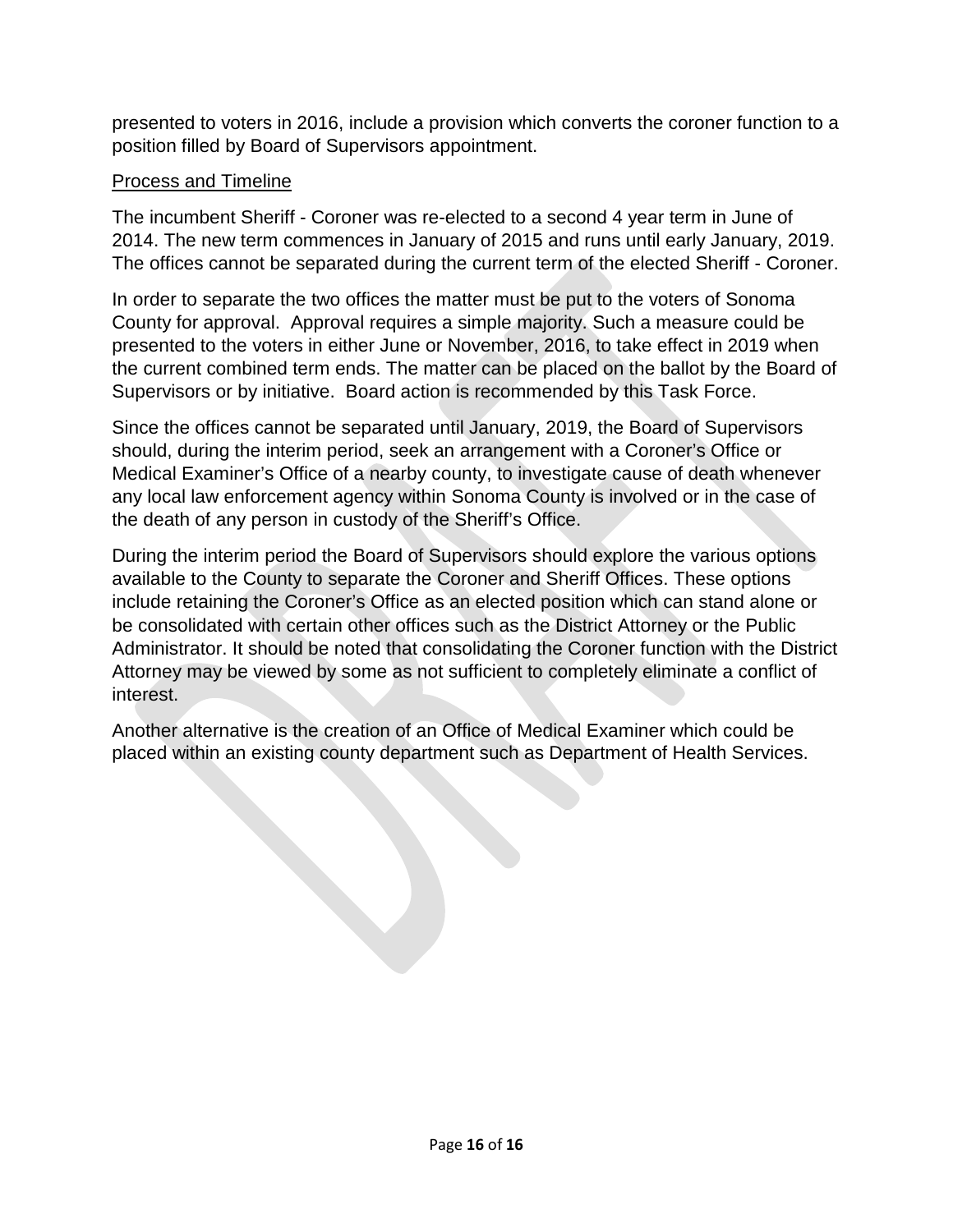presented to voters in 2016, include a provision which converts the coroner function to a position filled by Board of Supervisors appointment.

Process and Timeline

The incumbent Sheriff - Coroner was re-elected to a second 4 year term in June of 2014. The new term commences in January of 2015 and runs until early January, 2019. The offices cannot be separated during the current term of the elected Sheriff - Coroner.

In order to separate the two offices the matter must be put to the voters of Sonoma County for approval. Approval requires a simple majority. Such a measure could be presented to the voters in either June or November, 2016, to take effect in 2019 when the current combined term ends. The matter can be placed on the ballot by the Board of Supervisors or by initiative. Board action is recommended by this Task Force.

Since the offices cannot be separated until January, 2019, the Board of Supervisors should, during the interim period, seek an arrangement with a Coroner's Office or Medical Examiner's Office of a nearby county, to investigate cause of death whenever any local law enforcement agency within Sonoma County is involved or in the case of the death of any person in custody of the Sheriff's Office.

During the interim period the Board of Supervisors should explore the various options available to the County to separate the Coroner and Sheriff Offices. These options include retaining the Coroner's Office as an elected position which can stand alone or be consolidated with certain other offices such as the District Attorney or the Public Administrator. It should be noted that consolidating the Coroner function with the District Attorney may be viewed by some as not sufficient to completely eliminate a conflict of interest.

Another alternative is the creation of an Office of Medical Examiner which could be placed within an existing county department such as Department of Health Services.